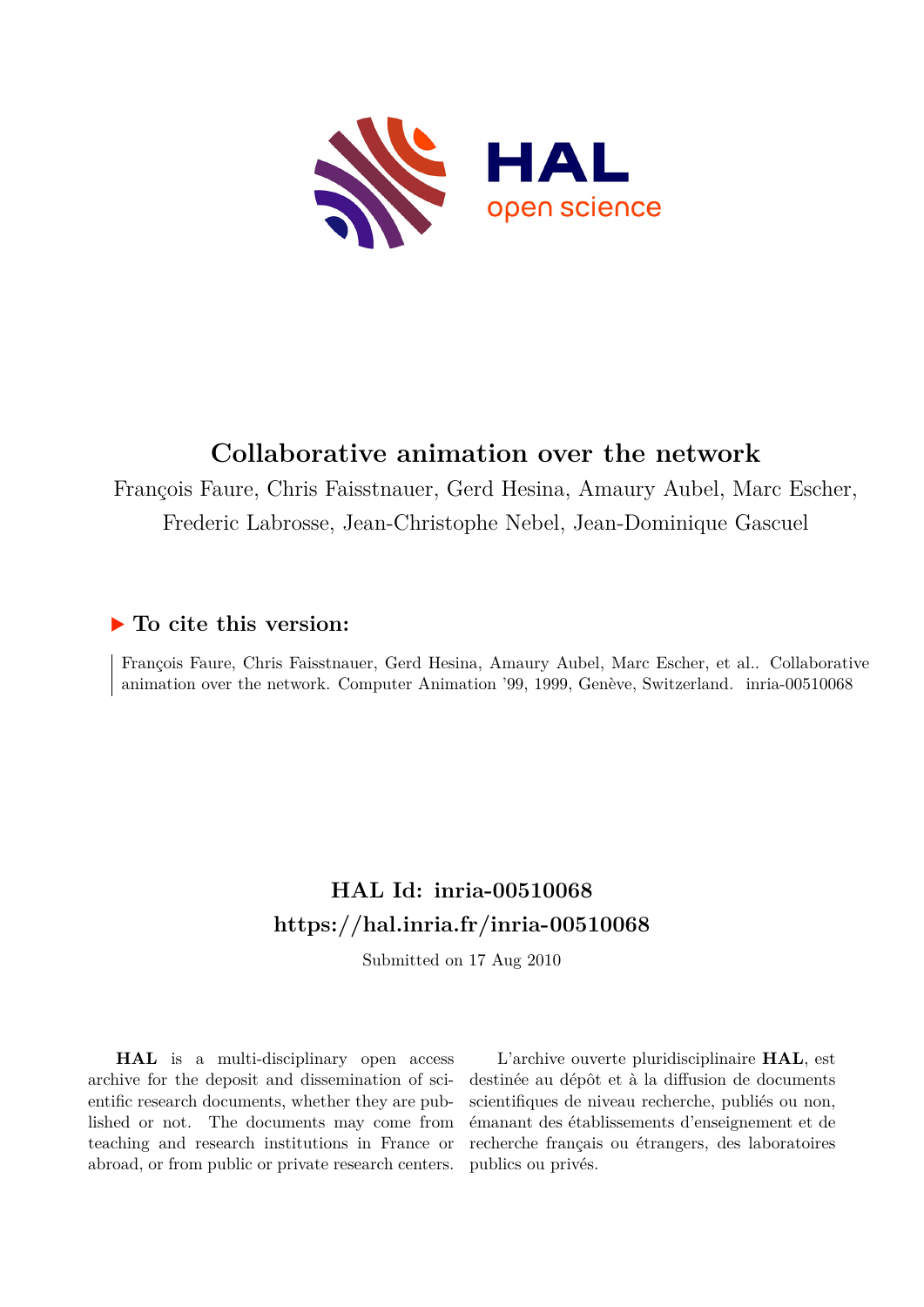# Collaborative animation over the network

François Faure, Chris Faisstnauer, Gerd Hesina, Amaury Aubel, Marc Escher, Frederic Labrosse, Jean-Christophe Nebel, Jean-Dominique Gascuel

## ▶ To cite this version:

François Faure, Chris Faisstnauer, Gerd Hesina, Amaury Aubel, Marc Escher, et al.. Collaborative animation over the network. Computer Animation '99, 1999, Genève, Switzerland. inria-00510068

## HAL Id: inria-00510068
## https://hal.inria.fr/inria-00510068

Submitted on 17 Aug 2010

**HAL** is a multi-disciplinary open access archive for the deposit and dissemination of scientific research documents, whether they are published or not. The documents may come from teaching and research institutions in France or abroad, or from public or private research centers.

L'archive ouverte pluridisciplinaire **HAL**, est destinée au dépôt et à la diffusion de documents scientifiques de niveau recherche, publiés ou non, émanant des établissements d'enseignement et de recherche français ou étrangers, des laboratoires publics ou privés.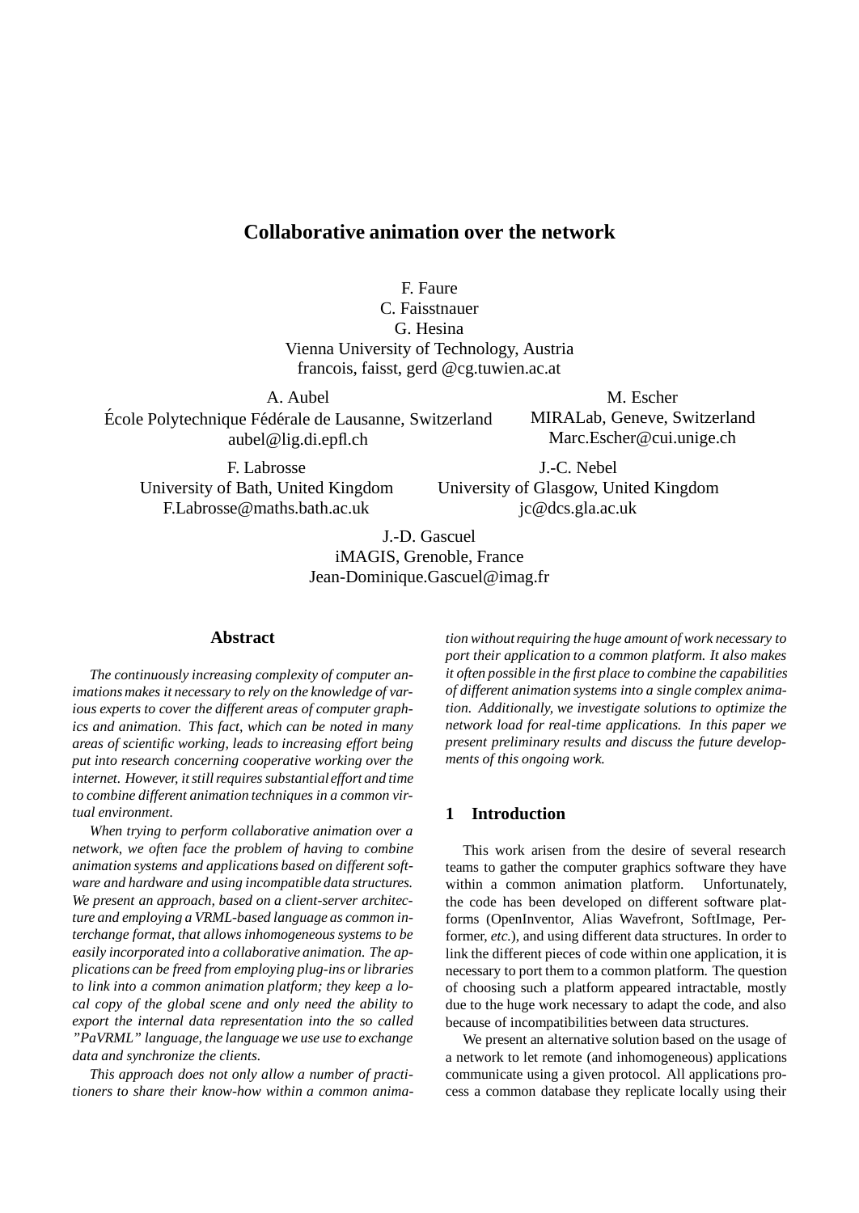# Collaborative animation over the network

F. Faure
C. Faisstnauer
G. Hesina
Vienna University of Technology, Austria
francois, faisst, gerd @cg.tuwien.ac.at

A. Aubel
École Polytechnique Fédérale de Lausanne, Switzerland
aubel@lig.di.epfl.ch

M. Escher
MIRALab, Geneve, Switzerland
Marc.Escher@cui.unige.ch

F. Labrosse
University of Bath, United Kingdom
F.Labrosse@maths.bath.ac.uk

J.-C. Nebel
University of Glasgow, United Kingdom
jc@dcs.gla.ac.uk

J.-D. Gascuel
iMAGIS, Grenoble, France
Jean-Dominique.Gascuel@imag.fr

## Abstract

*The continuously increasing complexity of computer animations makes it necessary to rely on the knowledge of various experts to cover the different areas of computer graphics and animation. This fact, which can be noted in many areas of scientific working, leads to increasing effort being put into research concerning cooperative working over the internet. However, it still requires substantial effort and time to combine different animation techniques in a common virtual environment.*

*When trying to perform collaborative animation over a network, we often face the problem of having to combine animation systems and applications based on different software and hardware and using incompatible data structures. We present an approach, based on a client-server architecture and employing a VRML-based language as common interchange format, that allows inhomogeneous systems to be easily incorporated into a collaborative animation. The applications can be freed from employing plug-ins or libraries to link into a common animation platform; they keep a local copy of the global scene and only need the ability to export the internal data representation into the so called "PaVRML" language, the language we use use to exchange data and synchronize the clients.*

*This approach does not only allow a number of practitioners to share their know-how within a common animation without requiring the huge amount of work necessary to port their application to a common platform. It also makes it often possible in the first place to combine the capabilities of different animation systems into a single complex animation. Additionally, we investigate solutions to optimize the network load for real-time applications. In this paper we present preliminary results and discuss the future developments of this ongoing work.*

## 1 Introduction

This work arisen from the desire of several research teams to gather the computer graphics software they have within a common animation platform. Unfortunately, the code has been developed on different software platforms (OpenInventor, Alias Wavefront, SoftImage, Performer, *etc.*), and using different data structures. In order to link the different pieces of code within one application, it is necessary to port them to a common platform. The question of choosing such a platform appeared intractable, mostly due to the huge work necessary to adapt the code, and also because of incompatibilities between data structures.

We present an alternative solution based on the usage of a network to let remote (and inhomogeneous) applications communicate using a given protocol. All applications process a common database they replicate locally using their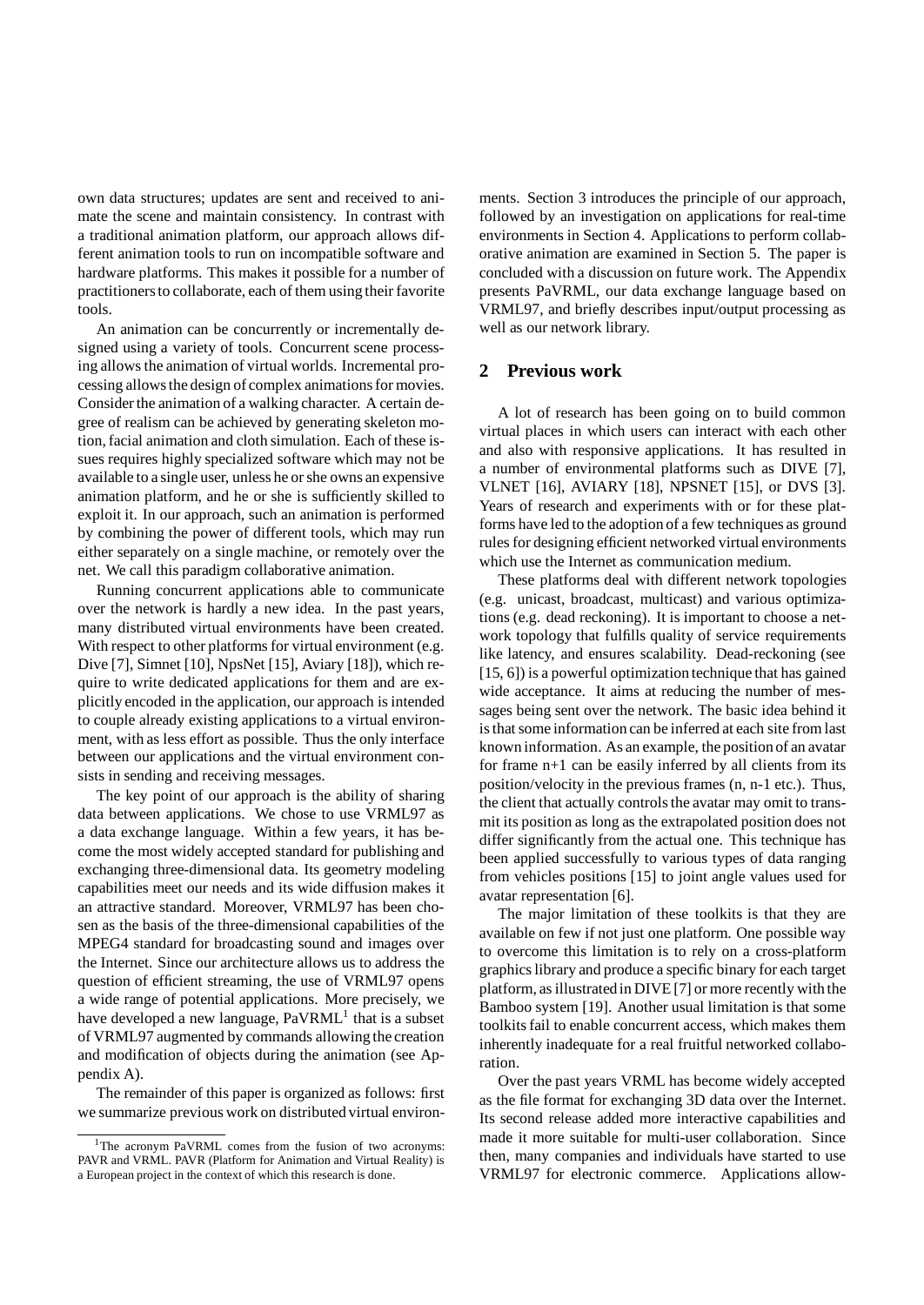own data structures; updates are sent and received to animate the scene and maintain consistency. In contrast with a traditional animation platform, our approach allows different animation tools to run on incompatible software and hardware platforms. This makes it possible for a number of practitioners to collaborate, each of them using their favorite tools.

An animation can be concurrently or incrementally designed using a variety of tools. Concurrent scene processing allows the animation of virtual worlds. Incremental processing allows the design of complex animations for movies. Consider the animation of a walking character. A certain degree of realism can be achieved by generating skeleton motion, facial animation and cloth simulation. Each of these issues requires highly specialized software which may not be available to a single user, unless he or she owns an expensive animation platform, and he or she is sufficiently skilled to exploit it. In our approach, such an animation is performed by combining the power of different tools, which may run either separately on a single machine, or remotely over the net. We call this paradigm collaborative animation.

Running concurrent applications able to communicate over the network is hardly a new idea. In the past years, many distributed virtual environments have been created. With respect to other platforms for virtual environment (e.g. Dive [7], Simnet [10], NpsNet [15], Aviary [18]), which require to write dedicated applications for them and are explicitly encoded in the application, our approach is intended to couple already existing applications to a virtual environment, with as less effort as possible. Thus the only interface between our applications and the virtual environment consists in sending and receiving messages.

The key point of our approach is the ability of sharing data between applications. We chose to use VRML97 as a data exchange language. Within a few years, it has become the most widely accepted standard for publishing and exchanging three-dimensional data. Its geometry modeling capabilities meet our needs and its wide diffusion makes it an attractive standard. Moreover, VRML97 has been chosen as the basis of the three-dimensional capabilities of the MPEG4 standard for broadcasting sound and images over the Internet. Since our architecture allows us to address the question of efficient streaming, the use of VRML97 opens a wide range of potential applications. More precisely, we have developed a new language, PaVRML[1] that is a subset of VRML97 augmented by commands allowing the creation and modification of objects during the animation (see Appendix A).

The remainder of this paper is organized as follows: first we summarize previous work on distributed virtual environments. Section 3 introduces the principle of our approach, followed by an investigation on applications for real-time environments in Section 4. Applications to perform collaborative animation are examined in Section 5. The paper is concluded with a discussion on future work. The Appendix presents PaVRML, our data exchange language based on VRML97, and briefly describes input/output processing as well as our network library.

## 2 Previous work

A lot of research has been going on to build common virtual places in which users can interact with each other and also with responsive applications. It has resulted in a number of environmental platforms such as DIVE [7], VLNET [16], AVIARY [18], NPSNET [15], or DVS [3]. Years of research and experiments with or for these platforms have led to the adoption of a few techniques as ground rules for designing efficient networked virtual environments which use the Internet as communication medium.

These platforms deal with different network topologies (e.g. unicast, broadcast, multicast) and various optimizations (e.g. dead reckoning). It is important to choose a network topology that fulfills quality of service requirements like latency, and ensures scalability. Dead-reckoning (see [15, 6]) is a powerful optimization technique that has gained wide acceptance. It aims at reducing the number of messages being sent over the network. The basic idea behind it is that some information can be inferred at each site from last known information. As an example, the position of an avatar for frame n+1 can be easily inferred by all clients from its position/velocity in the previous frames (n, n-1 etc.). Thus, the client that actually controls the avatar may omit to transmit its position as long as the extrapolated position does not differ significantly from the actual one. This technique has been applied successfully to various types of data ranging from vehicles positions [15] to joint angle values used for avatar representation [6].

The major limitation of these toolkits is that they are available on few if not just one platform. One possible way to overcome this limitation is to rely on a cross-platform graphics library and produce a specific binary for each target platform, as illustrated in DIVE [7] or more recently with the Bamboo system [19]. Another usual limitation is that some toolkits fail to enable concurrent access, which makes them inherently inadequate for a real fruitful networked collaboration.

Over the past years VRML has become widely accepted as the file format for exchanging 3D data over the Internet. Its second release added more interactive capabilities and made it more suitable for multi-user collaboration. Since then, many companies and individuals have started to use VRML97 for electronic commerce. Applications allow-

[1] The acronym PaVRML comes from the fusion of two acronyms: PAVR and VRML. PAVR (Platform for Animation and Virtual Reality) is a European project in the context of which this research is done.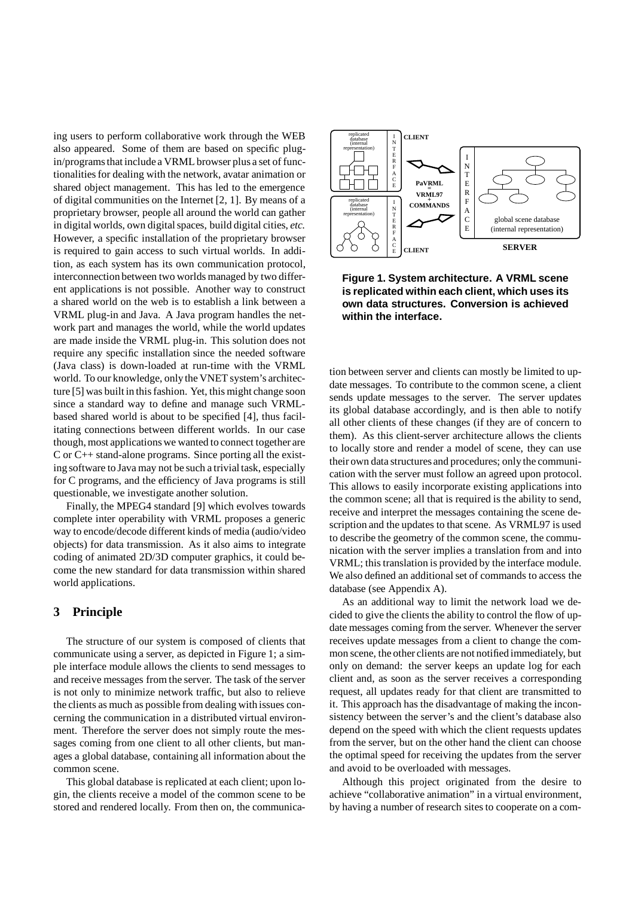ing users to perform collaborative work through the WEB also appeared. Some of them are based on specific plug-in/programs that include a VRML browser plus a set of functionalities for dealing with the network, avatar animation or shared object management. This has led to the emergence of digital communities on the Internet [2, 1]. By means of a proprietary browser, people all around the world can gather in digital worlds, own digital spaces, build digital cities, *etc.* However, a specific installation of the proprietary browser is required to gain access to such virtual worlds. In addition, as each system has its own communication protocol, interconnection between two worlds managed by two different applications is not possible. Another way to construct a shared world on the web is to establish a link between a VRML plug-in and Java. A Java program handles the network part and manages the world, while the world updates are made inside the VRML plug-in. This solution does not require any specific installation since the needed software (Java class) is down-loaded at run-time with the VRML world. To our knowledge, only the VNET system's architecture [5] was built in this fashion. Yet, this might change soon since a standard way to define and manage such VRML-based shared world is about to be specified [4], thus facilitating connections between different worlds. In our case though, most applications we wanted to connect together are C or C++ stand-alone programs. Since porting all the existing software to Java may not be such a trivial task, especially for C programs, and the efficiency of Java programs is still questionable, we investigate another solution.

Finally, the MPEG4 standard [9] which evolves towards complete inter operability with VRML proposes a generic way to encode/decode different kinds of media (audio/video objects) for data transmission. As it also aims to integrate coding of animated 2D/3D computer graphics, it could become the new standard for data transmission within shared world applications.

## 3 Principle

The structure of our system is composed of clients that communicate using a server, as depicted in Figure 1; a simple interface module allows the clients to send messages to and receive messages from the server. The task of the server is not only to minimize network traffic, but also to relieve the clients as much as possible from dealing with issues concerning the communication in a distributed virtual environment. Therefore the server does not simply route the messages coming from one client to all other clients, but manages a global database, containing all information about the common scene.

This global database is replicated at each client; upon login, the clients receive a model of the common scene to be stored and rendered locally. From then on, the communication between server and clients can mostly be limited to update messages. To contribute to the common scene, a client sends update messages to the server. The server updates its global database accordingly, and is then able to notify all other clients of these changes (if they are of concern to them). As this client-server architecture allows the clients to locally store and render a model of scene, they can use their own data structures and procedures; only the communication with the server must follow an agreed upon protocol. This allows to easily incorporate existing applications into the common scene; all that is required is the ability to send, receive and interpret the messages containing the scene description and the updates to that scene. As VRML97 is used to describe the geometry of the common scene, the communication with the server implies a translation from and into VRML; this translation is provided by the interface module. We also defined an additional set of commands to access the database (see Appendix A).

replicated database (internal representation)

INTERFACE

CLIENT

PaVRML = VRML97 + COMMANDS

global scene database (internal representation)

SERVER

**Figure 1. System architecture. A VRML scene is replicated within each client, which uses its own data structures. Conversion is achieved within the interface.**

As an additional way to limit the network load we decided to give the clients the ability to control the flow of update messages coming from the server. Whenever the server receives update messages from a client to change the common scene, the other clients are not notified immediately, but only on demand: the server keeps an update log for each client and, as soon as the server receives a corresponding request, all updates ready for that client are transmitted to it. This approach has the disadvantage of making the inconsistency between the server's and the client's database also depend on the speed with which the client requests updates from the server, but on the other hand the client can choose the optimal speed for receiving the updates from the server and avoid to be overloaded with messages.

Although this project originated from the desire to achieve "collaborative animation" in a virtual environment, by having a number of research sites to cooperate on a com-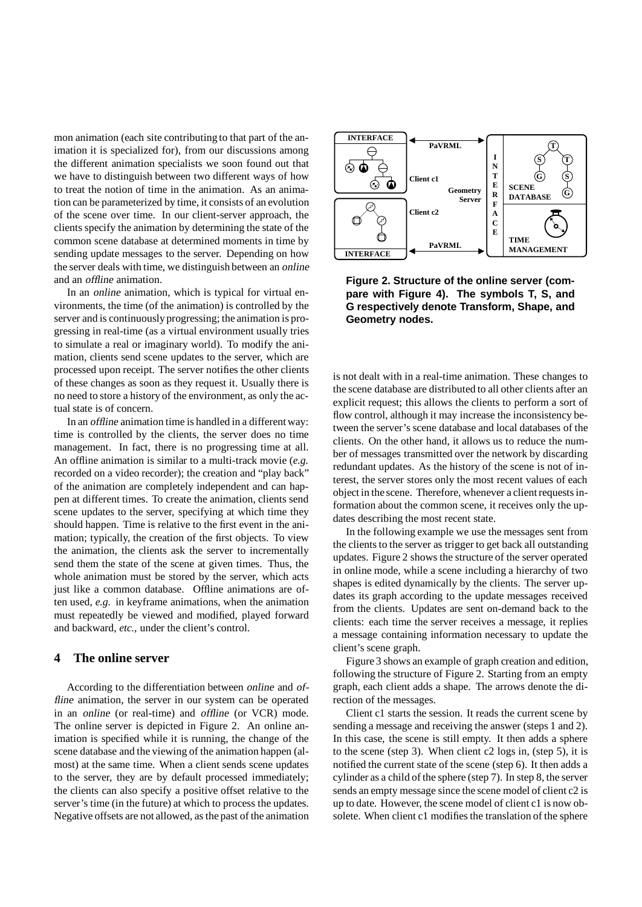mon animation (each site contributing to that part of the animation it is specialized for), from our discussions among the different animation specialists we soon found out that we have to distinguish between two different ways of how to treat the notion of time in the animation. As an animation can be parameterized by time, it consists of an evolution of the scene over time. In our client-server approach, the clients specify the animation by determining the state of the common scene database at determined moments in time by sending update messages to the server. Depending on how the server deals with time, we distinguish between an *online* and an *offline* animation.

In an *online* animation, which is typical for virtual environments, the time (of the animation) is controlled by the server and is continuously progressing; the animation is progressing in real-time (as a virtual environment usually tries to simulate a real or imaginary world). To modify the animation, clients send scene updates to the server, which are processed upon receipt. The server notifies the other clients of these changes as soon as they request it. Usually there is no need to store a history of the environment, as only the actual state is of concern.

In an *offline* animation time is handled in a different way: time is controlled by the clients, the server does no time management. In fact, there is no progressing time at all. An offline animation is similar to a multi-track movie (*e.g.* recorded on a video recorder); the creation and "play back" of the animation are completely independent and can happen at different times. To create the animation, clients send scene updates to the server, specifying at which time they should happen. Time is relative to the first event in the animation; typically, the creation of the first objects. To view the animation, the clients ask the server to incrementally send them the state of the scene at given times. Thus, the whole animation must be stored by the server, which acts just like a common database. Offline animations are often used, *e.g.* in keyframe animations, when the animation must repeatedly be viewed and modified, played forward and backward, *etc.*, under the client's control.

## 4 The online server

According to the differentiation between *online* and *offline* animation, the server in our system can be operated in an *online* (or real-time) and *offline* (or VCR) mode. The online server is depicted in Figure 2. An online animation is specified while it is running, the change of the scene database and the viewing of the animation happen (almost) at the same time. When a client sends scene updates to the server, they are by default processed immediately; the clients can also specify a positive offset relative to the server's time (in the future) at which to process the updates. Negative offsets are not allowed, as the past of the animation is not dealt with in a real-time animation. These changes to the scene database are distributed to all other clients after an explicit request; this allows the clients to perform a sort of flow control, although it may increase the inconsistency between the server's scene database and local databases of the clients. On the other hand, it allows us to reduce the number of messages transmitted over the network by discarding redundant updates. As the history of the scene is not of interest, the server stores only the most recent values of each object in the scene. Therefore, whenever a client requests information about the common scene, it receives only the updates describing the most recent state.

**Figure 2. Structure of the online server (compare with Figure 4). The symbols T, S, and G respectively denote Transform, Shape, and Geometry nodes.**

In the following example we use the messages sent from the clients to the server as trigger to get back all outstanding updates. Figure 2 shows the structure of the server operated in online mode, while a scene including a hierarchy of two shapes is edited dynamically by the clients. The server updates its graph according to the update messages received from the clients. Updates are sent on-demand back to the clients: each time the server receives a message, it replies a message containing information necessary to update the client's scene graph.

Figure 3 shows an example of graph creation and edition, following the structure of Figure 2. Starting from an empty graph, each client adds a shape. The arrows denote the direction of the messages.

Client c1 starts the session. It reads the current scene by sending a message and receiving the answer (steps 1 and 2). In this case, the scene is still empty. It then adds a sphere to the scene (step 3). When client c2 logs in, (step 5), it is notified the current state of the scene (step 6). It then adds a cylinder as a child of the sphere (step 7). In step 8, the server sends an empty message since the scene model of client c2 is up to date. However, the scene model of client c1 is now obsolete. When client c1 modifies the translation of the sphere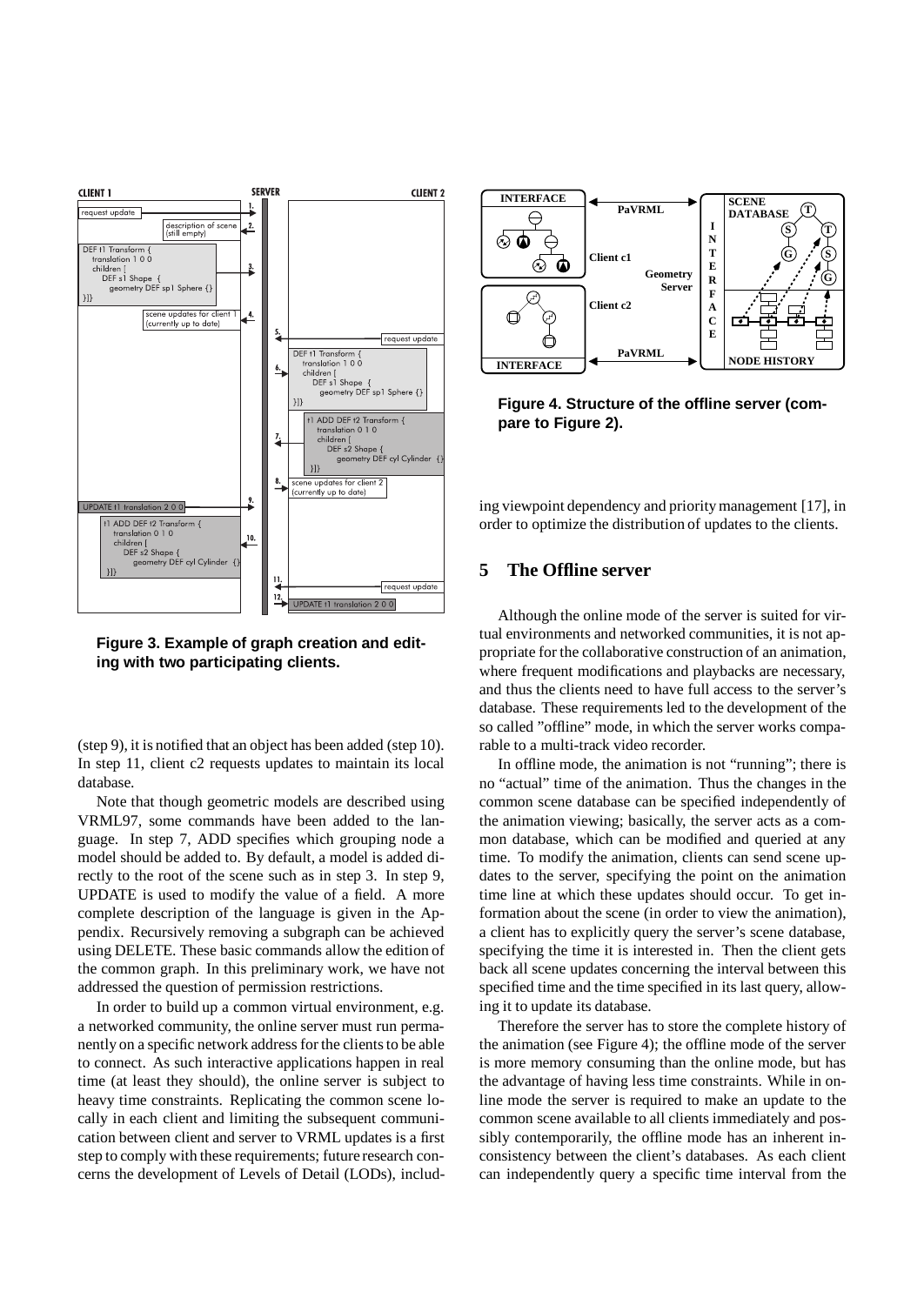**Figure 3. Example of graph creation and editing with two participating clients.**

(step 9), it is notified that an object has been added (step 10). In step 11, client c2 requests updates to maintain its local database.

Note that though geometric models are described using VRML97, some commands have been added to the language. In step 7, ADD specifies which grouping node a model should be added to. By default, a model is added directly to the root of the scene such as in step 3. In step 9, UPDATE is used to modify the value of a field. A more complete description of the language is given in the Appendix. Recursively removing a subgraph can be achieved using DELETE. These basic commands allow the edition of the common graph. In this preliminary work, we have not addressed the question of permission restrictions.

In order to build up a common virtual environment, e.g. a networked community, the online server must run permanently on a specific network address for the clients to be able to connect. As such interactive applications happen in real time (at least they should), the online server is subject to heavy time constraints. Replicating the common scene locally in each client and limiting the subsequent communication between client and server to VRML updates is a first step to comply with these requirements; future research concerns the development of Levels of Detail (LODs), including viewpoint dependency and priority management [17], in order to optimize the distribution of updates to the clients.

**Figure 4. Structure of the offline server (compare to Figure 2).**

## 5 The Offline server

Although the online mode of the server is suited for virtual environments and networked communities, it is not appropriate for the collaborative construction of an animation, where frequent modifications and playbacks are necessary, and thus the clients need to have full access to the server's database. These requirements led to the development of the so called "offline" mode, in which the server works comparable to a multi-track video recorder.

In offline mode, the animation is not "running"; there is no "actual" time of the animation. Thus the changes in the common scene database can be specified independently of the animation viewing; basically, the server acts as a common database, which can be modified and queried at any time. To modify the animation, clients can send scene updates to the server, specifying the point on the animation time line at which these updates should occur. To get information about the scene (in order to view the animation), a client has to explicitly query the server's scene database, specifying the time it is interested in. Then the client gets back all scene updates concerning the interval between this specified time and the time specified in its last query, allowing it to update its database.

Therefore the server has to store the complete history of the animation (see Figure 4); the offline mode of the server is more memory consuming than the online mode, but has the advantage of having less time constraints. While in online mode the server is required to make an update to the common scene available to all clients immediately and possibly contemporarily, the offline mode has an inherent inconsistency between the client's databases. As each client can independently query a specific time interval from the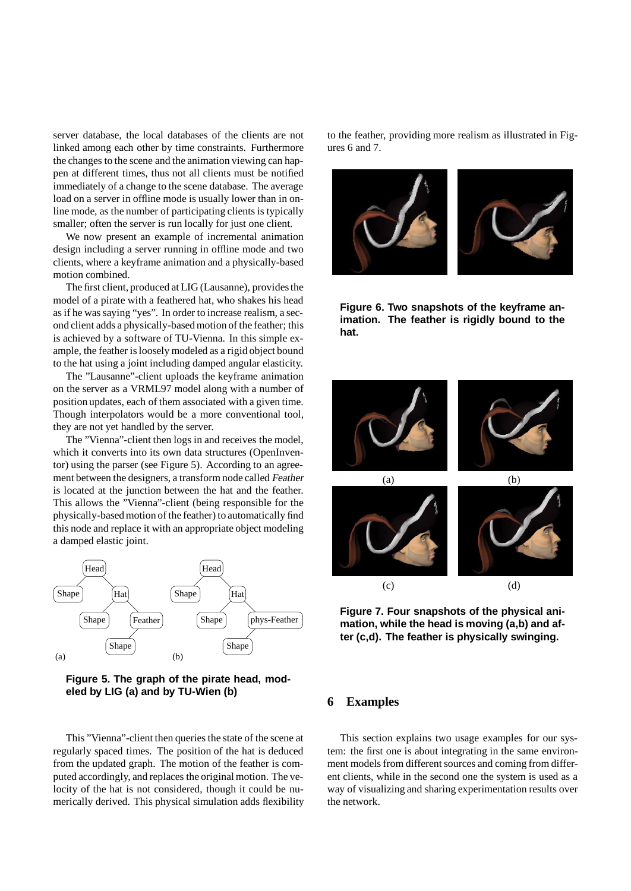server database, the local databases of the clients are not linked among each other by time constraints. Furthermore the changes to the scene and the animation viewing can happen at different times, thus not all clients must be notified immediately of a change to the scene database. The average load on a server in offline mode is usually lower than in online mode, as the number of participating clients is typically smaller; often the server is run locally for just one client.

We now present an example of incremental animation design including a server running in offline mode and two clients, where a keyframe animation and a physically-based motion combined.

The first client, produced at LIG (Lausanne), provides the model of a pirate with a feathered hat, who shakes his head as if he was saying "yes". In order to increase realism, a second client adds a physically-based motion of the feather; this is achieved by a software of TU-Vienna. In this simple example, the feather is loosely modeled as a rigid object bound to the hat using a joint including damped angular elasticity.

The "Lausanne"-client uploads the keyframe animation on the server as a VRML97 model along with a number of position updates, each of them associated with a given time. Though interpolators would be a more conventional tool, they are not yet handled by the server.

The "Vienna"-client then logs in and receives the model, which it converts into its own data structures (OpenInventor) using the parser (see Figure 5). According to an agreement between the designers, a transform node called *Feather* is located at the junction between the hat and the feather. This allows the "Vienna"-client (being responsible for the physically-based motion of the feather) to automatically find this node and replace it with an appropriate object modeling a damped elastic joint.

**Figure 5. The graph of the pirate head, modeled by LIG (a) and by TU-Wien (b)**

This "Vienna"-client then queries the state of the scene at regularly spaced times. The position of the hat is deduced from the updated graph. The motion of the feather is computed accordingly, and replaces the original motion. The velocity of the hat is not considered, though it could be numerically derived. This physical simulation adds flexibility to the feather, providing more realism as illustrated in Figures 6 and 7.

**Figure 6. Two snapshots of the keyframe animation. The feather is rigidly bound to the hat.**

**Figure 7. Four snapshots of the physical animation, while the head is moving (a,b) and after (c,d). The feather is physically swinging.**

## 6 Examples

This section explains two usage examples for our system: the first one is about integrating in the same environment models from different sources and coming from different clients, while in the second one the system is used as a way of visualizing and sharing experimentation results over the network.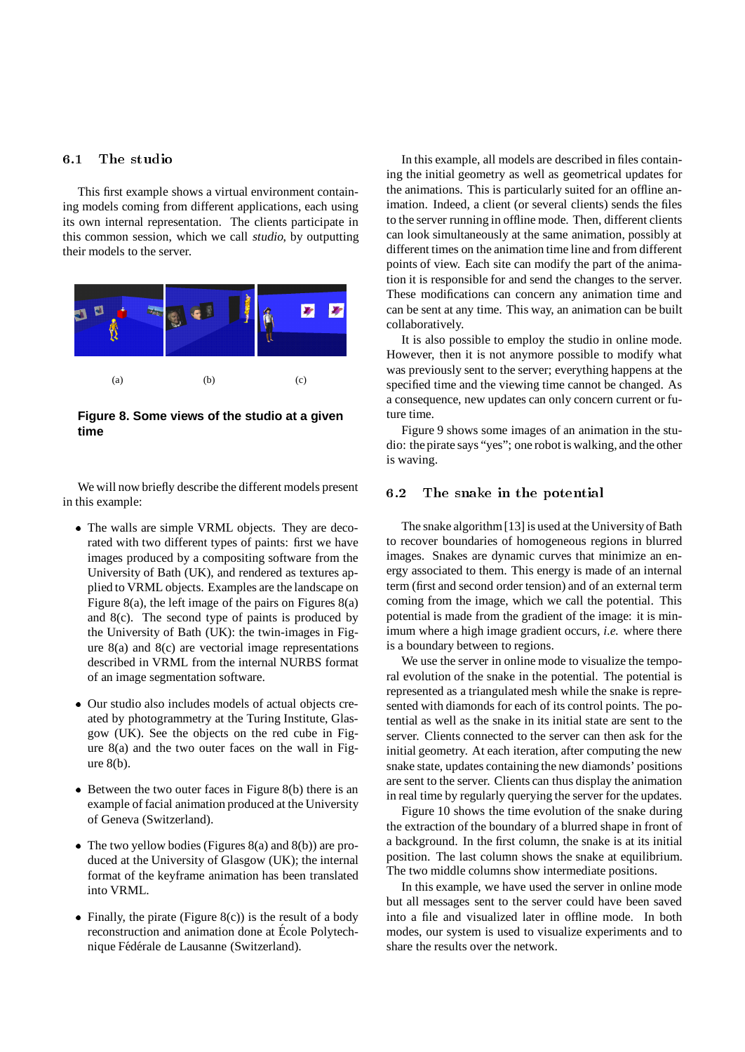### 6.1 The studio

This first example shows a virtual environment containing models coming from different applications, each using its own internal representation. The clients participate in this common session, which we call *studio*, by outputting their models to the server.

(a) (b) (c)

**Figure 8. Some views of the studio at a given time**

We will now briefly describe the different models present in this example:

- The walls are simple VRML objects. They are decorated with two different types of paints: first we have images produced by a compositing software from the University of Bath (UK), and rendered as textures applied to VRML objects. Examples are the landscape on Figure 8(a), the left image of the pairs on Figures 8(a) and 8(c). The second type of paints is produced by the University of Bath (UK): the twin-images in Figure 8(a) and 8(c) are vectorial image representations described in VRML from the internal NURBS format of an image segmentation software.

- Our studio also includes models of actual objects created by photogrammetry at the Turing Institute, Glasgow (UK). See the objects on the red cube in Figure 8(a) and the two outer faces on the wall in Figure 8(b).

- Between the two outer faces in Figure 8(b) there is an example of facial animation produced at the University of Geneva (Switzerland).

- The two yellow bodies (Figures 8(a) and 8(b)) are produced at the University of Glasgow (UK); the internal format of the keyframe animation has been translated into VRML.

- Finally, the pirate (Figure 8(c)) is the result of a body reconstruction and animation done at École Polytechnique Fédérale de Lausanne (Switzerland).

In this example, all models are described in files containing the initial geometry as well as geometrical updates for the animations. This is particularly suited for an offline animation. Indeed, a client (or several clients) sends the files to the server running in offline mode. Then, different clients can look simultaneously at the same animation, possibly at different times on the animation time line and from different points of view. Each site can modify the part of the animation it is responsible for and send the changes to the server. These modifications can concern any animation time and can be sent at any time. This way, an animation can be built collaboratively.

It is also possible to employ the studio in online mode. However, then it is not anymore possible to modify what was previously sent to the server; everything happens at the specified time and the viewing time cannot be changed. As a consequence, new updates can only concern current or future time.

Figure 9 shows some images of an animation in the studio: the pirate says "yes"; one robot is walking, and the other is waving.

### 6.2 The snake in the potential

The snake algorithm [13] is used at the University of Bath to recover boundaries of homogeneous regions in blurred images. Snakes are dynamic curves that minimize an energy associated to them. This energy is made of an internal term (first and second order tension) and of an external term coming from the image, which we call the potential. This potential is made from the gradient of the image: it is minimum where a high image gradient occurs, *i.e.* where there is a boundary between to regions.

We use the server in online mode to visualize the temporal evolution of the snake in the potential. The potential is represented as a triangulated mesh while the snake is represented with diamonds for each of its control points. The potential as well as the snake in its initial state are sent to the server. Clients connected to the server can then ask for the initial geometry. At each iteration, after computing the new snake state, updates containing the new diamonds' positions are sent to the server. Clients can thus display the animation in real time by regularly querying the server for the updates.

Figure 10 shows the time evolution of the snake during the extraction of the boundary of a blurred shape in front of a background. In the first column, the snake is at its initial position. The last column shows the snake at equilibrium. The two middle columns show intermediate positions.

In this example, we have used the server in online mode but all messages sent to the server could have been saved into a file and visualized later in offline mode. In both modes, our system is used to visualize experiments and to share the results over the network.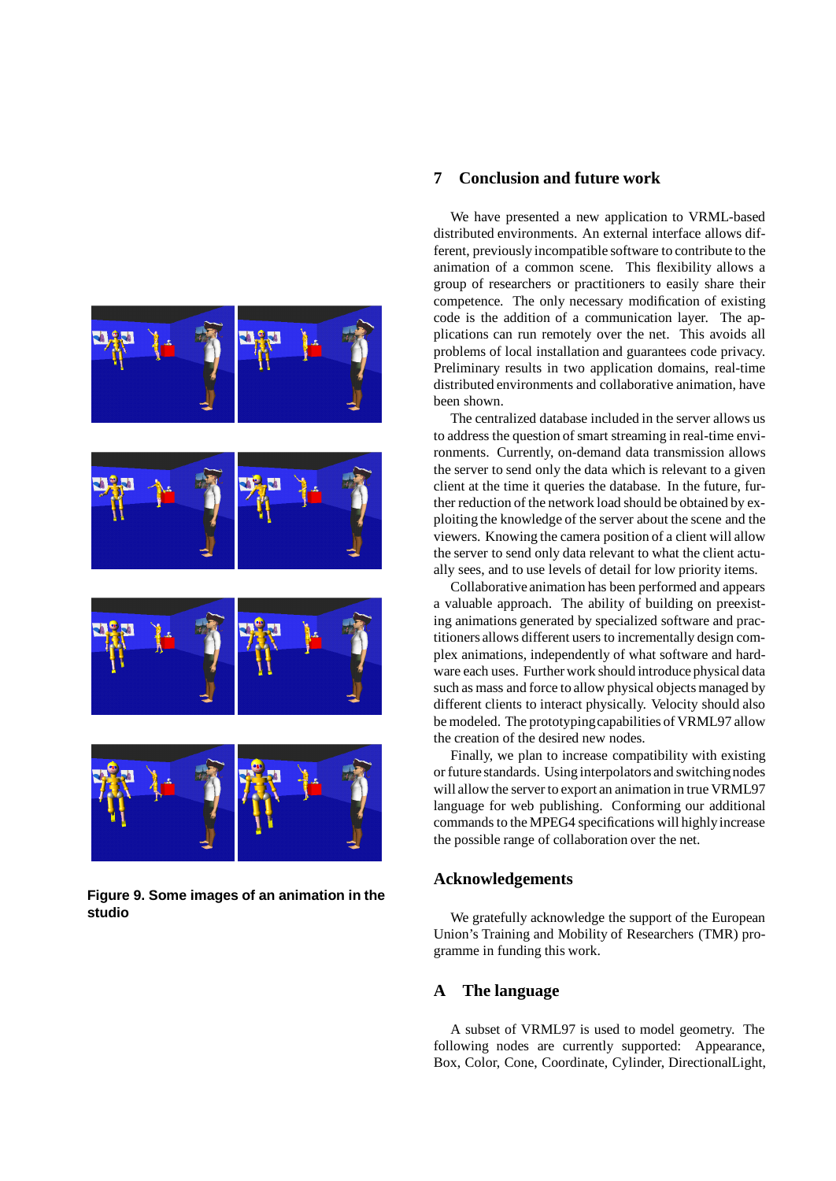Figure 9. Some images of an animation in the studio

## 7 Conclusion and future work

We have presented a new application to VRML-based distributed environments. An external interface allows different, previously incompatible software to contribute to the animation of a common scene. This flexibility allows a group of researchers or practitioners to easily share their competence. The only necessary modification of existing code is the addition of a communication layer. The applications can run remotely over the net. This avoids all problems of local installation and guarantees code privacy. Preliminary results in two application domains, real-time distributed environments and collaborative animation, have been shown.

The centralized database included in the server allows us to address the question of smart streaming in real-time environments. Currently, on-demand data transmission allows the server to send only the data which is relevant to a given client at the time it queries the database. In the future, further reduction of the network load should be obtained by exploiting the knowledge of the server about the scene and the viewers. Knowing the camera position of a client will allow the server to send only data relevant to what the client actually sees, and to use levels of detail for low priority items.

Collaborative animation has been performed and appears a valuable approach. The ability of building on preexisting animations generated by specialized software and practitioners allows different users to incrementally design complex animations, independently of what software and hardware each uses. Further work should introduce physical data such as mass and force to allow physical objects managed by different clients to interact physically. Velocity should also be modeled. The prototyping capabilities of VRML97 allow the creation of the desired new nodes.

Finally, we plan to increase compatibility with existing or future standards. Using interpolators and switching nodes will allow the server to export an animation in true VRML97 language for web publishing. Conforming our additional commands to the MPEG4 specifications will highly increase the possible range of collaboration over the net.

## Acknowledgements

We gratefully acknowledge the support of the European Union's Training and Mobility of Researchers (TMR) programme in funding this work.

## A The language

A subset of VRML97 is used to model geometry. The following nodes are currently supported: Appearance, Box, Color, Cone, Coordinate, Cylinder, DirectionalLight,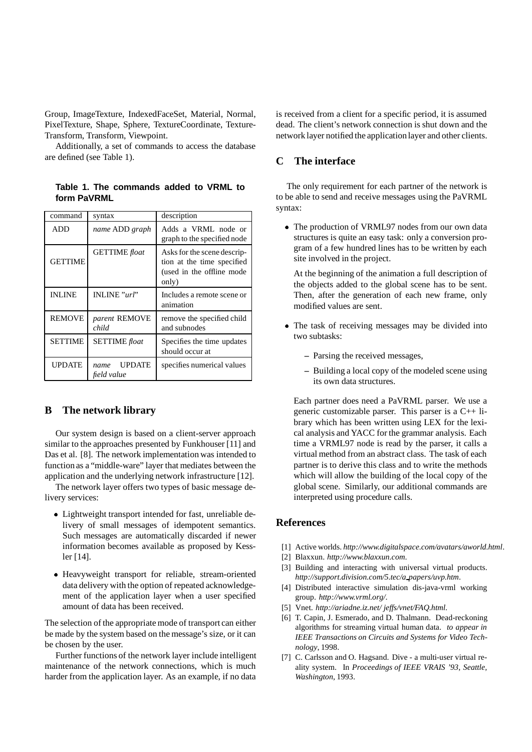Group, ImageTexture, IndexedFaceSet, Material, Normal, PixelTexture, Shape, Sphere, TextureCoordinate, TextureTransform, Transform, Viewpoint.

Additionally, a set of commands to access the database are defined (see Table 1).

**Table 1. The commands added to VRML to form PaVRML**

| command | syntax | description |
|---|---|---|
| ADD | *name* ADD *graph* | Adds a VRML node or graph to the specified node |
| GETTIME | GETTIME *float* | Asks for the scene description at the time specified (used in the offline mode only) |
| INLINE | INLINE "*url*" | Includes a remote scene or animation |
| REMOVE | *parent* REMOVE *child* | remove the specified child and subnodes |
| SETTIME | SETTIME *float* | Specifies the time updates should occur at |
| UPDATE | *name* UPDATE *field value* | specifies numerical values |

## B The network library

Our system design is based on a client-server approach similar to the approaches presented by Funkhouser [11] and Das et al. [8]. The network implementation was intended to function as a "middle-ware" layer that mediates between the application and the underlying network infrastructure [12].

The network layer offers two types of basic message delivery services:

- Lightweight transport intended for fast, unreliable delivery of small messages of idempotent semantics. Such messages are automatically discarded if newer information becomes available as proposed by Kessler [14].
- Heavyweight transport for reliable, stream-oriented data delivery with the option of repeated acknowledgement of the application layer when a user specified amount of data has been received.

The selection of the appropriate mode of transport can either be made by the system based on the message's size, or it can be chosen by the user.

Further functions of the network layer include intelligent maintenance of the network connections, which is much harder from the application layer. As an example, if no data is received from a client for a specific period, it is assumed dead. The client's network connection is shut down and the network layer notified the application layer and other clients.

## C The interface

The only requirement for each partner of the network is to be able to send and receive messages using the PaVRML syntax:

- The production of VRML97 nodes from our own data structures is quite an easy task: only a conversion program of a few hundred lines has to be written by each site involved in the project.

  At the beginning of the animation a full description of the objects added to the global scene has to be sent. Then, after the generation of each new frame, only modified values are sent.

- The task of receiving messages may be divided into two subtasks:
  - Parsing the received messages,
  - Building a local copy of the modeled scene using its own data structures.

  Each partner does need a PaVRML parser. We use a generic customizable parser. This parser is a C++ library which has been written using LEX for the lexical analysis and YACC for the grammar analysis. Each time a VRML97 node is read by the parser, it calls a virtual method from an abstract class. The task of each partner is to derive this class and to write the methods which will allow the building of the local copy of the global scene. Similarly, our additional commands are interpreted using procedure calls.

## References

[1] Active worlds. *http://www.digitalspace.com/avatars/aworld.html*.

[2] Blaxxun. *http://www.blaxxun.com*.

[3] Building and interacting with universal virtual products. *http://support.division.com/5.tec/a_papers/uvp.htm*.

[4] Distributed interactive simulation dis-java-vrml working group. *http://www.vrml.org/*.

[5] Vnet. *http://ariadne.iz.net/ jeffs/vnet/FAQ.html*.

[6] T. Capin, J. Esmerado, and D. Thalmann. Dead-reckoning algorithms for streaming virtual human data. *to appear in IEEE Transactions on Circuits and Systems for Video Technology*, 1998.

[7] C. Carlsson and O. Hagsand. Dive - a multi-user virtual reality system. In *Proceedings of IEEE VRAIS '93, Seattle, Washington*, 1993.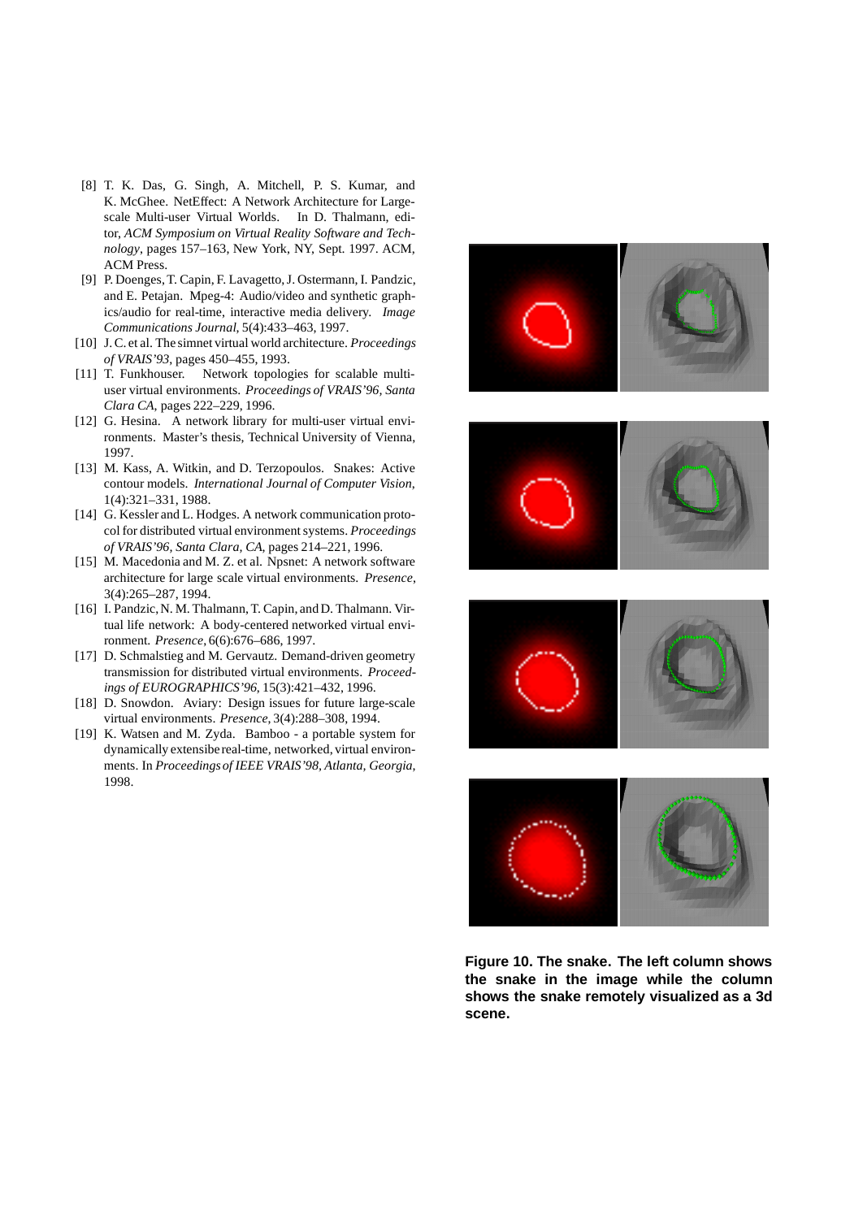[8] T. K. Das, G. Singh, A. Mitchell, P. S. Kumar, and K. McGhee. NetEffect: A Network Architecture for Large-scale Multi-user Virtual Worlds. In D. Thalmann, editor, *ACM Symposium on Virtual Reality Software and Technology*, pages 157–163, New York, NY, Sept. 1997. ACM, ACM Press.

[9] P. Doenges, T. Capin, F. Lavagetto, J. Ostermann, I. Pandzic, and E. Petajan. Mpeg-4: Audio/video and synthetic graphics/audio for real-time, interactive media delivery. *Image Communications Journal*, 5(4):433–463, 1997.

[10] J. C. et al. The simnet virtual world architecture. *Proceedings of VRAIS'93*, pages 450–455, 1993.

[11] T. Funkhouser. Network topologies for scalable multi-user virtual environments. *Proceedings of VRAIS'96, Santa Clara CA*, pages 222–229, 1996.

[12] G. Hesina. A network library for multi-user virtual environments. Master's thesis, Technical University of Vienna, 1997.

[13] M. Kass, A. Witkin, and D. Terzopoulos. Snakes: Active contour models. *International Journal of Computer Vision*, 1(4):321–331, 1988.

[14] G. Kessler and L. Hodges. A network communication protocol for distributed virtual environment systems. *Proceedings of VRAIS'96, Santa Clara, CA*, pages 214–221, 1996.

[15] M. Macedonia and M. Z. et al. Npsnet: A network software architecture for large scale virtual environments. *Presence*, 3(4):265–287, 1994.

[16] I. Pandzic, N. M. Thalmann, T. Capin, and D. Thalmann. Virtual life network: A body-centered networked virtual environment. *Presence*, 6(6):676–686, 1997.

[17] D. Schmalstieg and M. Gervautz. Demand-driven geometry transmission for distributed virtual environments. *Proceedings of EUROGRAPHICS'96*, 15(3):421–432, 1996.

[18] D. Snowdon. Aviary: Design issues for future large-scale virtual environments. *Presence*, 3(4):288–308, 1994.

[19] K. Watsen and M. Zyda. Bamboo - a portable system for dynamically extensibe real-time, networked, virtual environments. In *Proceedings of IEEE VRAIS'98, Atlanta, Georgia*, 1998.

**Figure 10. The snake. The left column shows the snake in the image while the column shows the snake remotely visualized as a 3d scene.**